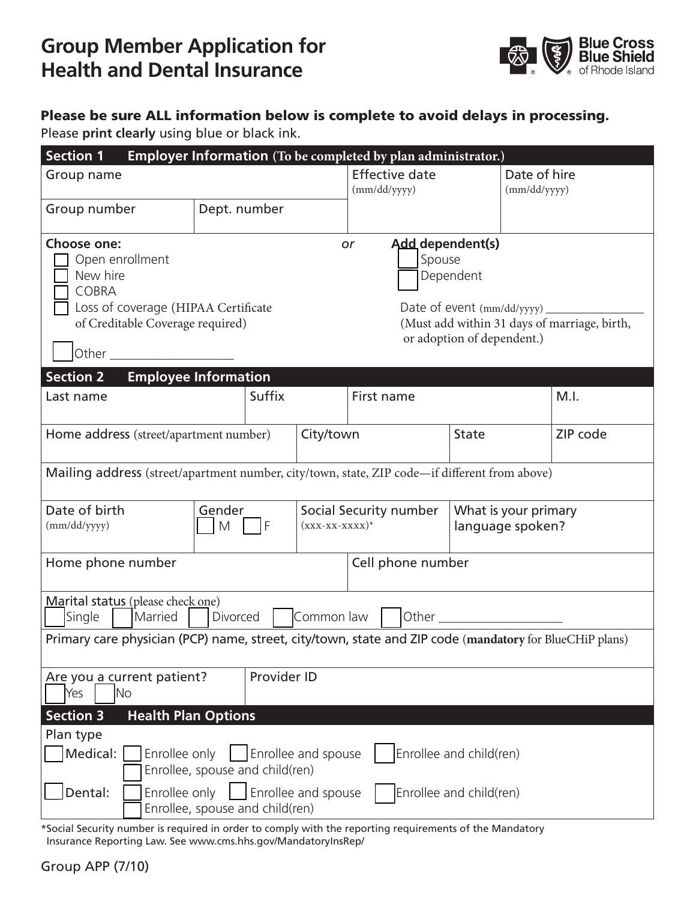# Group Member Application for Health and Dental Insurance

Blue Cross Blue Shield of Rhode Island

**Please be sure ALL information below is complete to avoid delays in processing.**

Please **print clearly** using blue or black ink.

## Section 1 Employer Information (To be completed by plan administrator.)

| Group name | | Effective date (mm/dd/yyyy) | Date of hire (mm/dd/yyyy) |
|---|---|---|---|
| Group number | Dept. number | | |

**Choose one:**

- ☐ Open enrollment
- ☐ New hire
- ☐ COBRA
- ☐ Loss of coverage (HIPAA Certificate of Creditable Coverage required)
- ☐ Other ___________________

*or*

**Add dependent(s)**

- ☐ Spouse
- ☐ Dependent

Date of event (mm/dd/yyyy) _______________
(Must add within 31 days of marriage, birth, or adoption of dependent.)

## Section 2 Employee Information

| Last name | Suffix | First name | M.I. |
|---|---|---|---|
| | | | |

| Home address (street/apartment number) | City/town | State | ZIP code |
|---|---|---|---|
| | | | |

Mailing address (street/apartment number, city/town, state, ZIP code—if different from above)

| Date of birth (mm/dd/yyyy) | Gender ☐ M ☐ F | Social Security number (xxx-xx-xxxx)* | What is your primary language spoken? |
|---|---|---|---|
| | | | |

| Home phone number | Cell phone number |
|---|---|
| | |

Marital status (please check one)
☐ Single ☐ Married ☐ Divorced ☐ Common law ☐ Other ___________________

Primary care physician (PCP) name, street, city/town, state and ZIP code (**mandatory** for BlueCHiP plans)

| Are you a current patient? ☐ Yes ☐ No | Provider ID |
|---|---|
| | |

## Section 3 Health Plan Options

Plan type

☐ Medical: ☐ Enrollee only ☐ Enrollee and spouse ☐ Enrollee and child(ren) ☐ Enrollee, spouse and child(ren)

☐ Dental: ☐ Enrollee only ☐ Enrollee and spouse ☐ Enrollee and child(ren) ☐ Enrollee, spouse and child(ren)

*Social Security number is required in order to comply with the reporting requirements of the Mandatory Insurance Reporting Law. See www.cms.hhs.gov/MandatoryInsRep/

Group APP (7/10)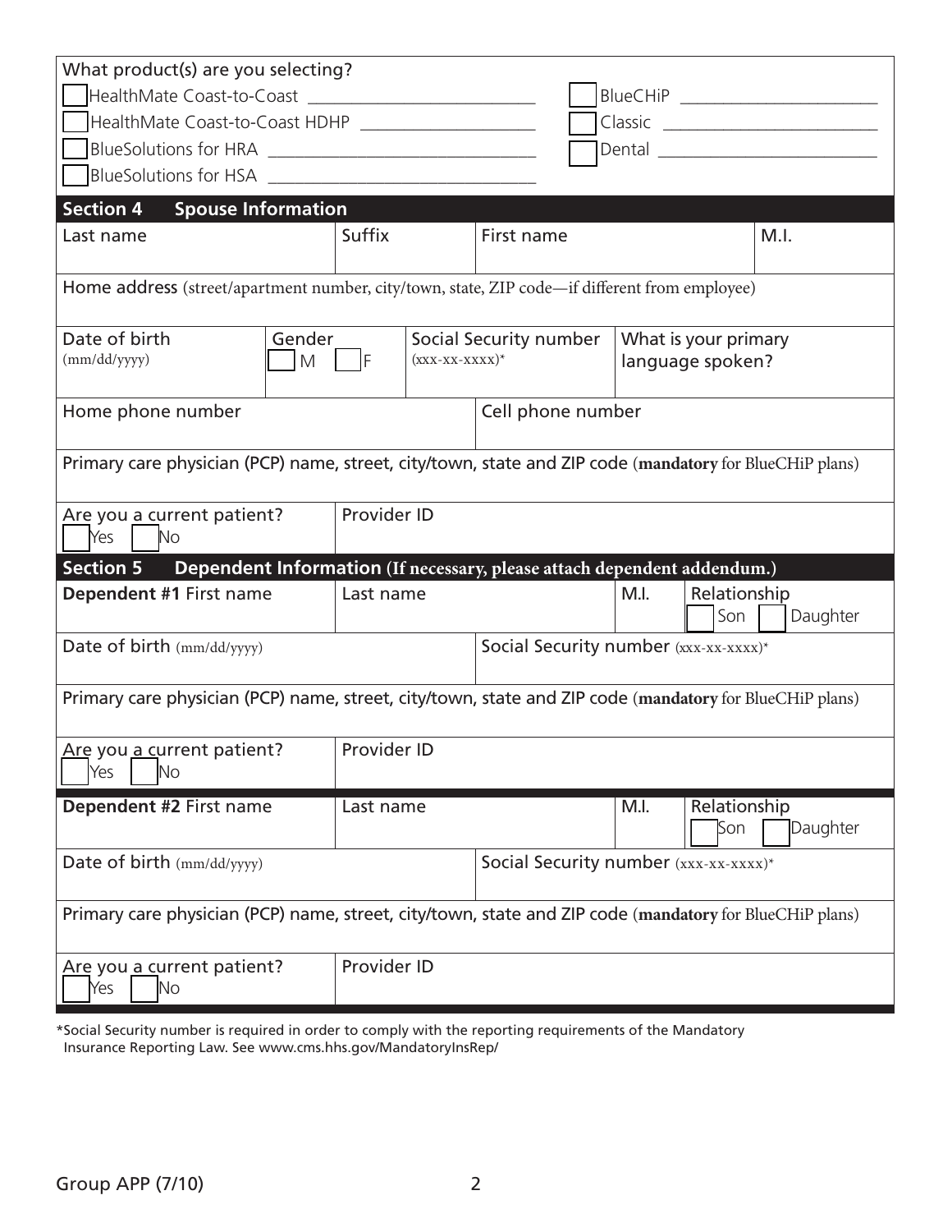What product(s) are you selecting?

- ☐ HealthMate Coast-to-Coast ____________________
- ☐ HealthMate Coast-to-Coast HDHP ________________
- ☐ BlueSolutions for HRA ______________________
- ☐ BlueSolutions for HSA ______________________
- ☐ BlueCHiP ____________________
- ☐ Classic ____________________
- ☐ Dental ____________________

## Section 4 Spouse Information

| Last name | Suffix | First name | M.I. |
|---|---|---|---|
| | | | |

Home address (street/apartment number, city/town, state, ZIP code—if different from employee)

| Date of birth (mm/dd/yyyy) | Gender ☐ M ☐ F | Social Security number (xxx-xx-xxxx)* | What is your primary language spoken? |
|---|---|---|---|
| | | | |

| Home phone number | Cell phone number |
|---|---|
| | |

Primary care physician (PCP) name, street, city/town, state and ZIP code (**mandatory** for BlueCHiP plans)

| Are you a current patient? ☐ Yes ☐ No | Provider ID |
|---|---|
| | |

## Section 5 Dependent Information (If necessary, please attach dependent addendum.)

| **Dependent #1** First name | Last name | M.I. | Relationship ☐ Son ☐ Daughter |
|---|---|---|---|
| | | | |

| Date of birth (mm/dd/yyyy) | Social Security number (xxx-xx-xxxx)* |
|---|---|
| | |

Primary care physician (PCP) name, street, city/town, state and ZIP code (**mandatory** for BlueCHiP plans)

| Are you a current patient? ☐ Yes ☐ No | Provider ID |
|---|---|
| | |

| **Dependent #2** First name | Last name | M.I. | Relationship ☐ Son ☐ Daughter |
|---|---|---|---|
| | | | |

| Date of birth (mm/dd/yyyy) | Social Security number (xxx-xx-xxxx)* |
|---|---|
| | |

Primary care physician (PCP) name, street, city/town, state and ZIP code (**mandatory** for BlueCHiP plans)

| Are you a current patient? ☐ Yes ☐ No | Provider ID |
|---|---|
| | |

*Social Security number is required in order to comply with the reporting requirements of the Mandatory Insurance Reporting Law. See www.cms.hhs.gov/MandatoryInsRep/

Group APP (7/10)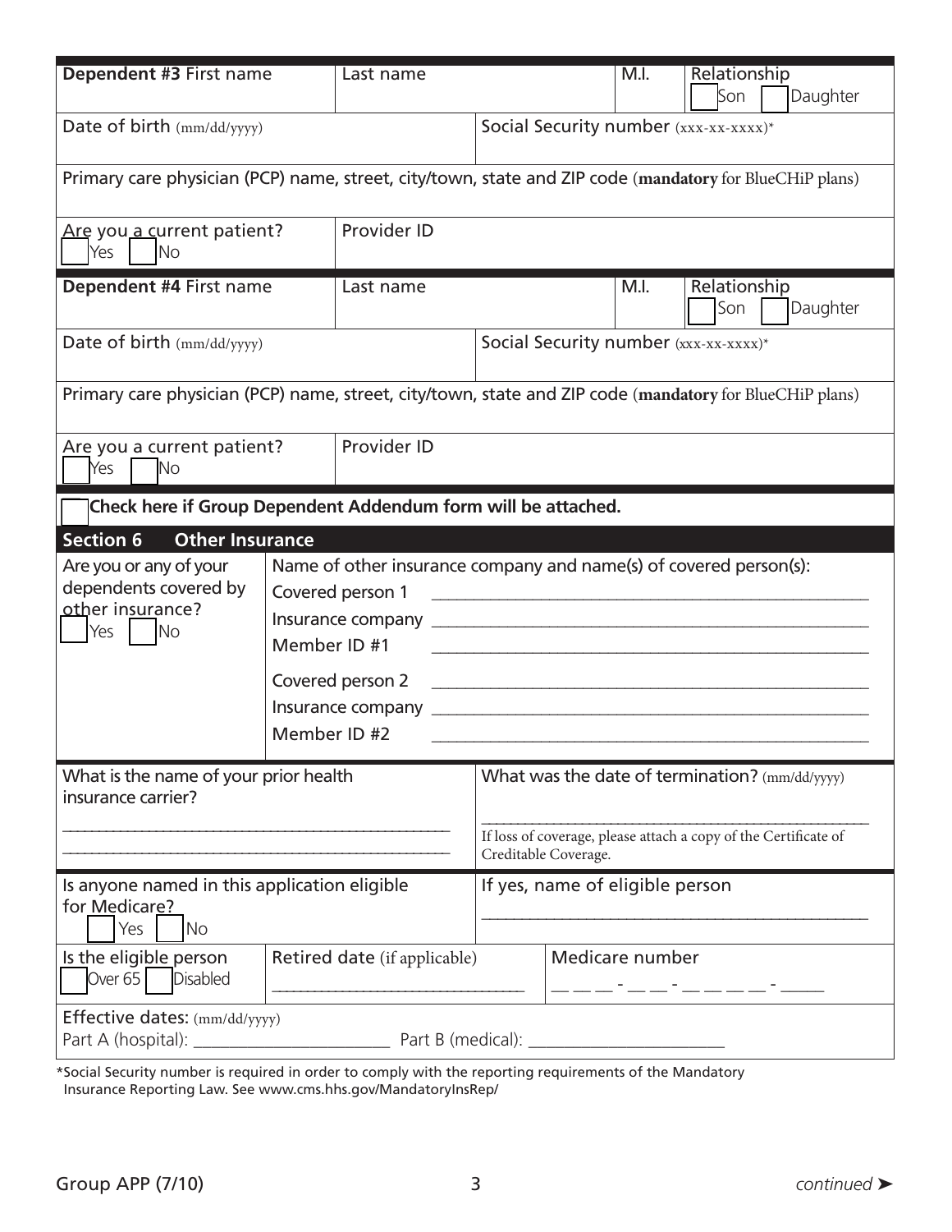| **Dependent #3** First name | Last name | | M.I. | Relationship ☐ Son ☐ Daughter |
|---|---|---|---|---|
| Date of birth (mm/dd/yyyy) | | Social Security number (xxx-xx-xxxx)* | | |
| Primary care physician (PCP) name, street, city/town, state and ZIP code (**mandatory** for BlueCHiP plans) | | | | |
| Are you a current patient? ☐ Yes ☐ No | Provider ID | | | |

| **Dependent #4** First name | Last name | | M.I. | Relationship ☐ Son ☐ Daughter |
|---|---|---|---|---|
| Date of birth (mm/dd/yyyy) | | Social Security number (xxx-xx-xxxx)* | | |
| Primary care physician (PCP) name, street, city/town, state and ZIP code (**mandatory** for BlueCHiP plans) | | | | |
| Are you a current patient? ☐ Yes ☐ No | Provider ID | | | |

☐ **Check here if Group Dependent Addendum form will be attached.**

## Section 6 Other Insurance

| Are you or any of your dependents covered by other insurance? ☐ Yes ☐ No | Name of other insurance company and name(s) of covered person(s): |
|---|---|
| | Covered person 1 ______________________ |
| | Insurance company ______________________ |
| | Member ID #1 ______________________ |
| | Covered person 2 ______________________ |
| | Insurance company ______________________ |
| | Member ID #2 ______________________ |

| What is the name of your prior health insurance carrier? ______________________ | What was the date of termination? (mm/dd/yyyy) ______________________ If loss of coverage, please attach a copy of the Certificate of Creditable Coverage. |
|---|---|
| Is anyone named in this application eligible for Medicare? ☐ Yes ☐ No | If yes, name of eligible person ______________________ |

| Is the eligible person ☐ Over 65 ☐ Disabled | Retired date (if applicable) ______________________ | Medicare number ___ ___ ___ - ___ ___ - ___ ___ ___ ___ - _____ |
|---|---|---|

Effective dates: (mm/dd/yyyy)
Part A (hospital): ______________________ Part B (medical): ______________________

*Social Security number is required in order to comply with the reporting requirements of the Mandatory Insurance Reporting Law. See www.cms.hhs.gov/MandatoryInsRep/

Group APP (7/10)

*continued ➤*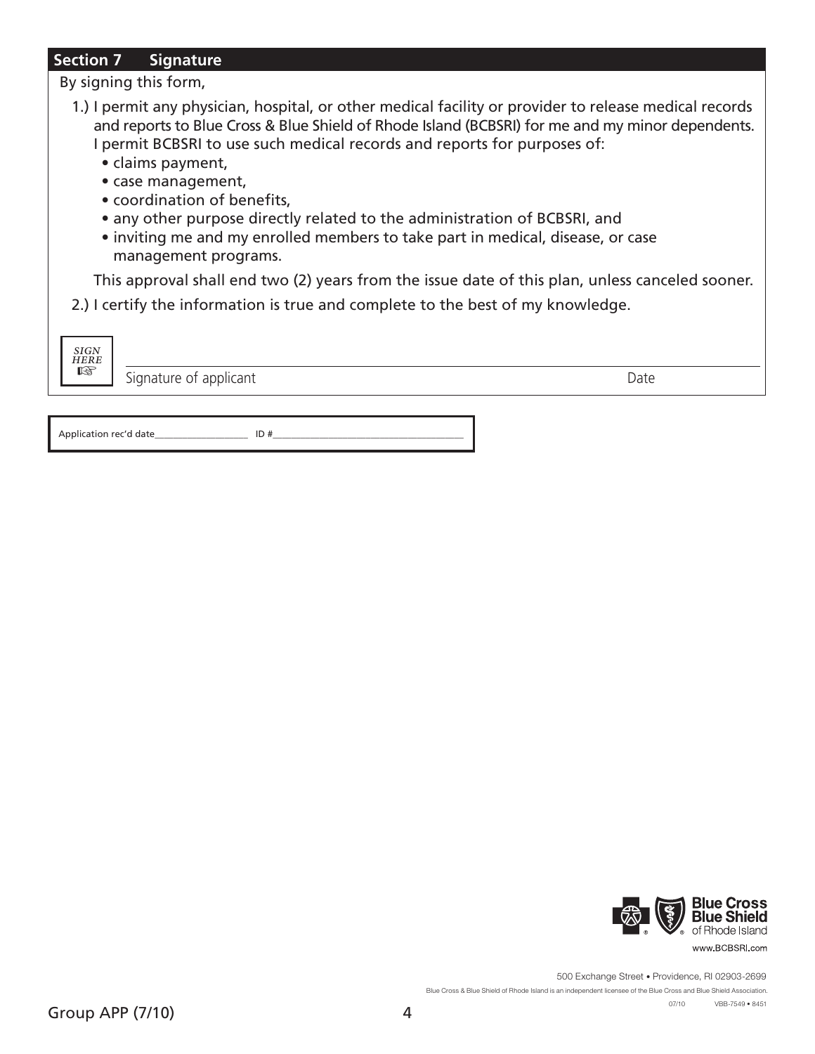## Section 7 Signature

By signing this form,

1.) I permit any physician, hospital, or other medical facility or provider to release medical records and reports to Blue Cross & Blue Shield of Rhode Island (BCBSRI) for me and my minor dependents. I permit BCBSRI to use such medical records and reports for purposes of:

- claims payment,
- case management,
- coordination of benefits,
- any other purpose directly related to the administration of BCBSRI, and
- inviting me and my enrolled members to take part in medical, disease, or case management programs.

This approval shall end two (2) years from the issue date of this plan, unless canceled sooner.

2.) I certify the information is true and complete to the best of my knowledge.

SIGN HERE ☞

Signature of applicant ______________________________ Date ____________

Application rec'd date__________________ ID #____________________________________

Blue Cross Blue Shield of Rhode Island

www.BCBSRI.com

500 Exchange Street • Providence, RI 02903-2699

Blue Cross & Blue Shield of Rhode Island is an independent licensee of the Blue Cross and Blue Shield Association.

07/10 VBB-7549 • 8451

Group APP (7/10)